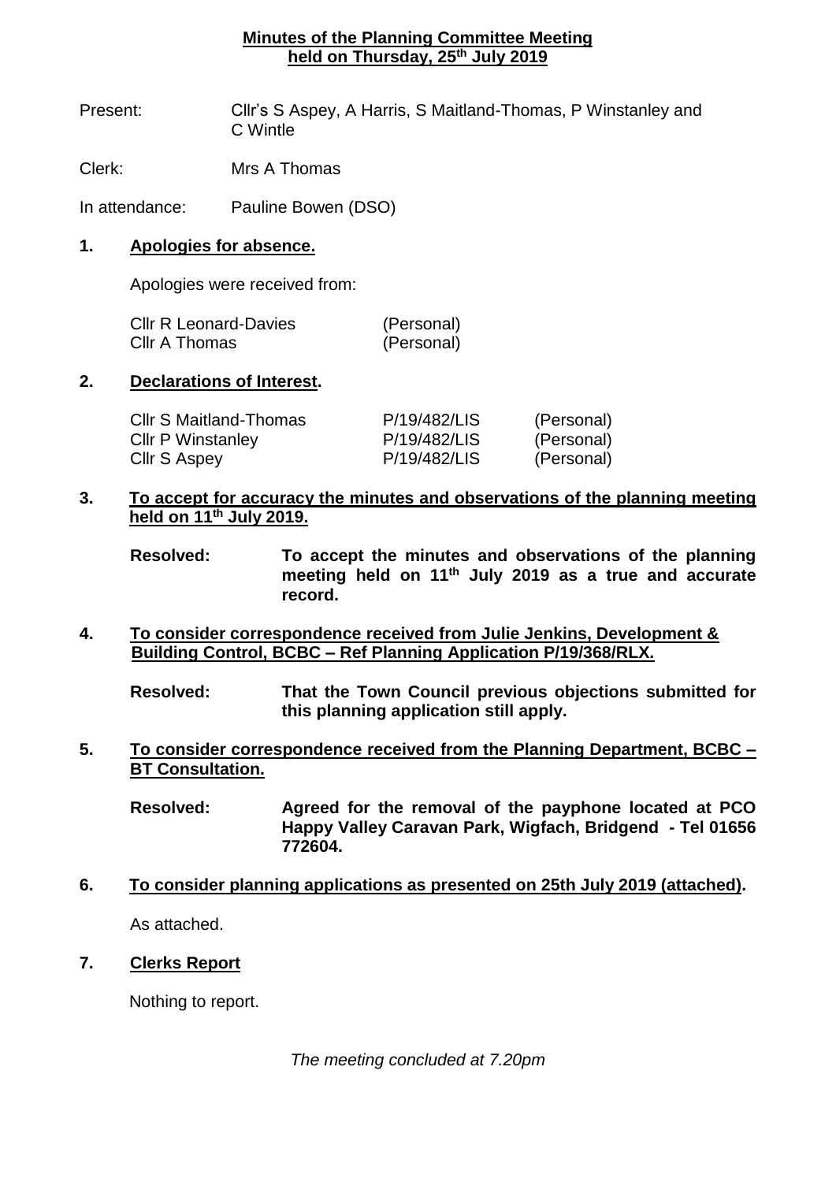# Minutes of the Planning Committee Meeting held on Thursday, 25th July 2019

Present: Cllr's S Aspey, A Harris, S Maitland-Thomas, P Winstanley and C Wintle

Clerk: Mrs A Thomas

In attendance: Pauline Bowen (DSO)

## 1. Apologies for absence.

Apologies were received from:

| | |
|---|---|
| Cllr R Leonard-Davies | (Personal) |
| Cllr A Thomas | (Personal) |

## 2. Declarations of Interest.

| | | |
|---|---|---|
| Cllr S Maitland-Thomas | P/19/482/LIS | (Personal) |
| Cllr P Winstanley | P/19/482/LIS | (Personal) |
| Cllr S Aspey | P/19/482/LIS | (Personal) |

## 3. To accept for accuracy the minutes and observations of the planning meeting held on 11th July 2019.

**Resolved: To accept the minutes and observations of the planning meeting held on 11th July 2019 as a true and accurate record.**

## 4. To consider correspondence received from Julie Jenkins, Development & Building Control, BCBC – Ref Planning Application P/19/368/RLX.

**Resolved: That the Town Council previous objections submitted for this planning application still apply.**

## 5. To consider correspondence received from the Planning Department, BCBC – BT Consultation.

**Resolved: Agreed for the removal of the payphone located at PCO Happy Valley Caravan Park, Wigfach, Bridgend - Tel 01656 772604.**

## 6. To consider planning applications as presented on 25th July 2019 (attached).

As attached.

## 7. Clerks Report

Nothing to report.

*The meeting concluded at 7.20pm*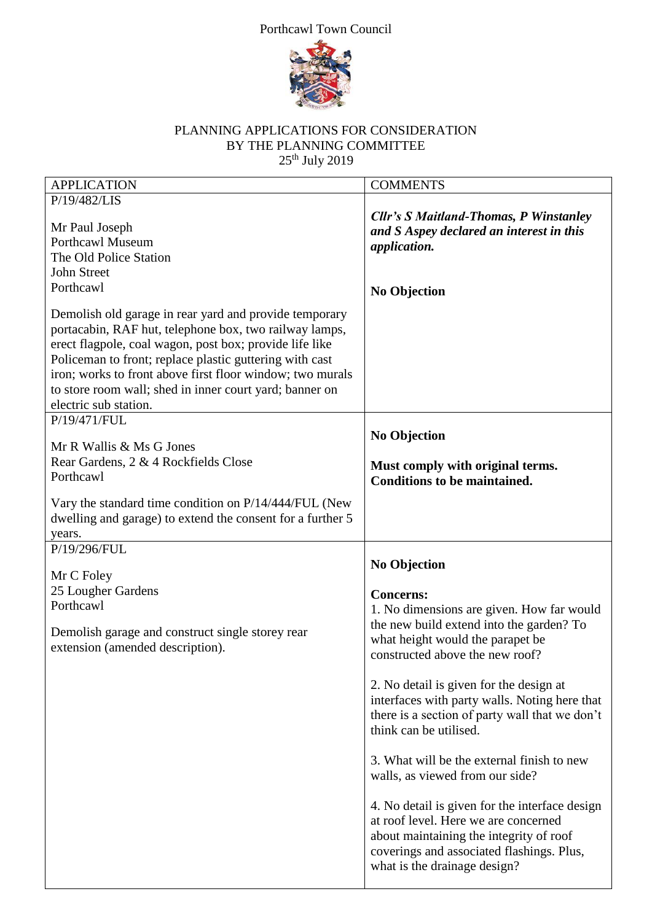Porthcawl Town Council

PLANNING APPLICATIONS FOR CONSIDERATION
BY THE PLANNING COMMITTEE
25th July 2019

| APPLICATION | COMMENTS |
|---|---|
| P/19/482/LIS<br><br>Mr Paul Joseph<br>Porthcawl Museum<br>The Old Police Station<br>John Street<br>Porthcawl<br><br>Demolish old garage in rear yard and provide temporary portacabin, RAF hut, telephone box, two railway lamps, erect flagpole, coal wagon, post box; provide life like Policeman to front; replace plastic guttering with cast iron; works to front above first floor window; two murals to store room wall; shed in inner court yard; banner on electric sub station. | ***Cllr's S Maitland-Thomas, P Winstanley and S Aspey declared an interest in this application.***<br><br>**No Objection** |
| P/19/471/FUL<br><br>Mr R Wallis & Ms G Jones<br>Rear Gardens, 2 & 4 Rockfields Close<br>Porthcawl<br><br>Vary the standard time condition on P/14/444/FUL (New dwelling and garage) to extend the consent for a further 5 years. | **No Objection**<br><br>**Must comply with original terms. Conditions to be maintained.** |
| P/19/296/FUL<br><br>Mr C Foley<br>25 Lougher Gardens<br>Porthcawl<br><br>Demolish garage and construct single storey rear extension (amended description). | **No Objection**<br><br>**Concerns:**<br>1. No dimensions are given. How far would the new build extend into the garden? To what height would the parapet be constructed above the new roof?<br><br>2. No detail is given for the design at interfaces with party walls. Noting here that there is a section of party wall that we don't think can be utilised.<br><br>3. What will be the external finish to new walls, as viewed from our side?<br><br>4. No detail is given for the interface design at roof level. Here we are concerned about maintaining the integrity of roof coverings and associated flashings. Plus, what is the drainage design? |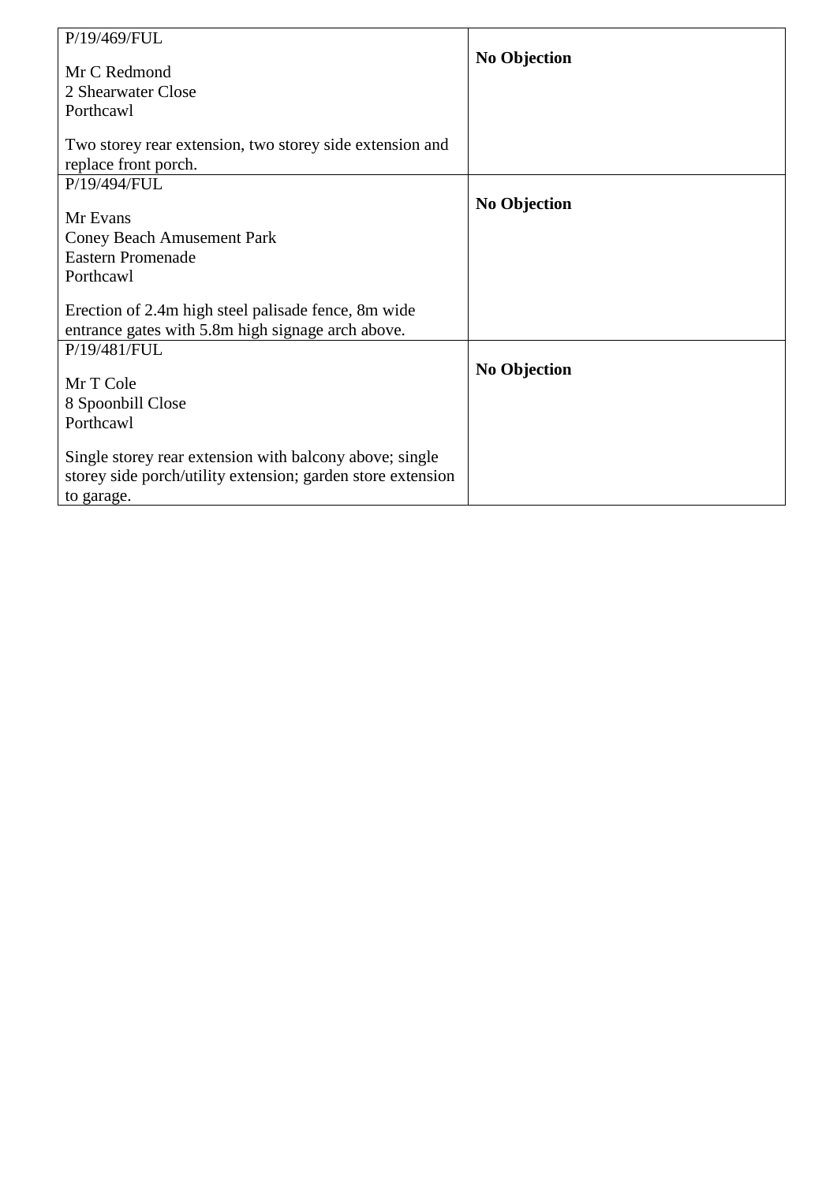| | |
|---|---|
| P/19/469/FUL<br><br>Mr C Redmond<br>2 Shearwater Close<br>Porthcawl<br><br>Two storey rear extension, two storey side extension and replace front porch. | **No Objection** |
| P/19/494/FUL<br><br>Mr Evans<br>Coney Beach Amusement Park<br>Eastern Promenade<br>Porthcawl<br><br>Erection of 2.4m high steel palisade fence, 8m wide entrance gates with 5.8m high signage arch above. | **No Objection** |
| P/19/481/FUL<br><br>Mr T Cole<br>8 Spoonbill Close<br>Porthcawl<br><br>Single storey rear extension with balcony above; single storey side porch/utility extension; garden store extension to garage. | **No Objection** |